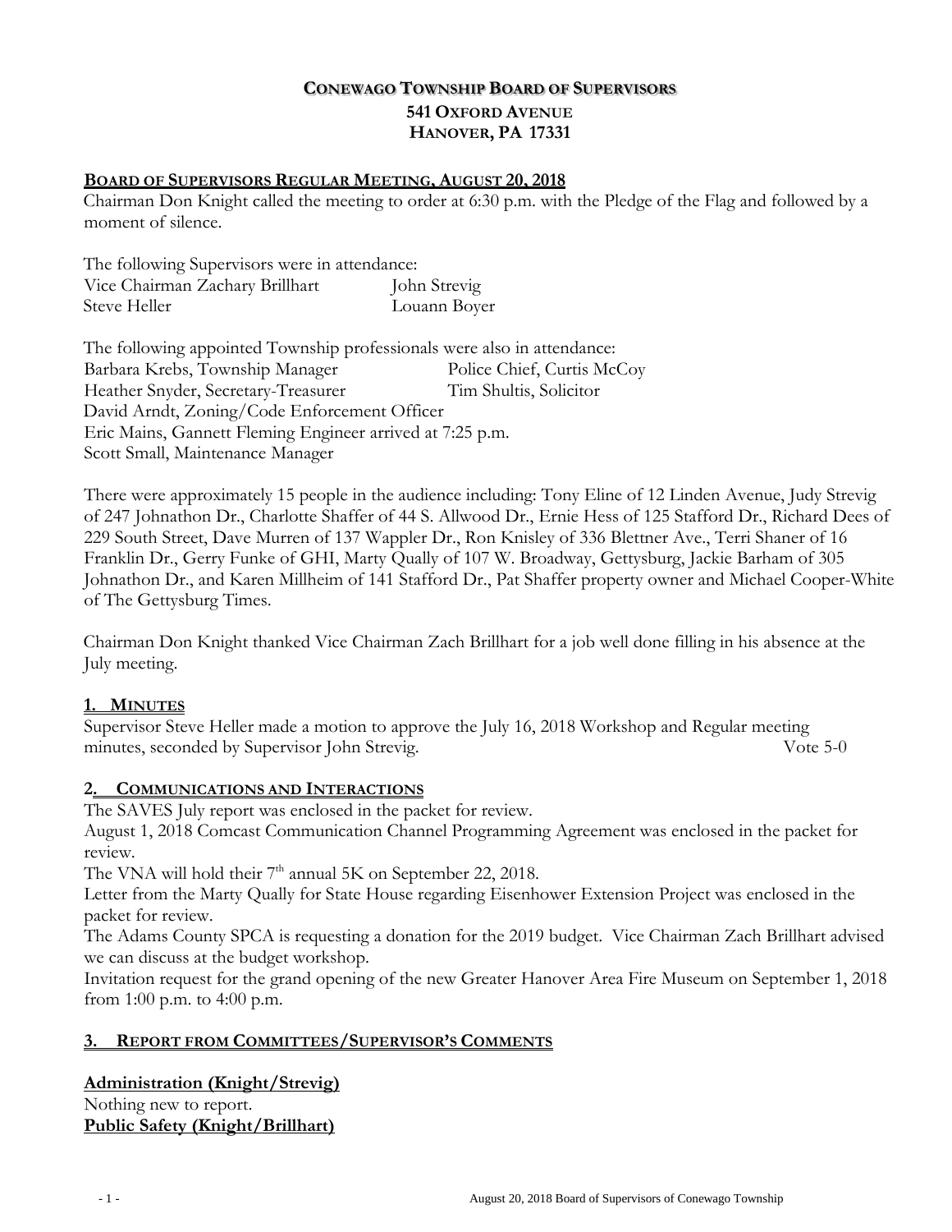# Conewago Township Board of Supervisors
## 541 Oxford Avenue
## Hanover, PA 17331

**Board of Supervisors Regular Meeting, August 20, 2018**

Chairman Don Knight called the meeting to order at 6:30 p.m. with the Pledge of the Flag and followed by a moment of silence.

The following Supervisors were in attendance:
Vice Chairman Zachary Brillhart John Strevig
Steve Heller Louann Boyer

The following appointed Township professionals were also in attendance:
Barbara Krebs, Township Manager Police Chief, Curtis McCoy
Heather Snyder, Secretary-Treasurer Tim Shultis, Solicitor
David Arndt, Zoning/Code Enforcement Officer
Eric Mains, Gannett Fleming Engineer arrived at 7:25 p.m.
Scott Small, Maintenance Manager

There were approximately 15 people in the audience including: Tony Eline of 12 Linden Avenue, Judy Strevig of 247 Johnathon Dr., Charlotte Shaffer of 44 S. Allwood Dr., Ernie Hess of 125 Stafford Dr., Richard Dees of 229 South Street, Dave Murren of 137 Wappler Dr., Ron Knisley of 336 Blettner Ave., Terri Shaner of 16 Franklin Dr., Gerry Funke of GHI, Marty Qually of 107 W. Broadway, Gettysburg, Jackie Barham of 305 Johnathon Dr., and Karen Millheim of 141 Stafford Dr., Pat Shaffer property owner and Michael Cooper-White of The Gettysburg Times.

Chairman Don Knight thanked Vice Chairman Zach Brillhart for a job well done filling in his absence at the July meeting.

**1. Minutes**

Supervisor Steve Heller made a motion to approve the July 16, 2018 Workshop and Regular meeting minutes, seconded by Supervisor John Strevig. Vote 5-0

**2. Communications and Interactions**

The SAVES July report was enclosed in the packet for review.
August 1, 2018 Comcast Communication Channel Programming Agreement was enclosed in the packet for review.
The VNA will hold their 7th annual 5K on September 22, 2018.
Letter from the Marty Qually for State House regarding Eisenhower Extension Project was enclosed in the packet for review.
The Adams County SPCA is requesting a donation for the 2019 budget. Vice Chairman Zach Brillhart advised we can discuss at the budget workshop.
Invitation request for the grand opening of the new Greater Hanover Area Fire Museum on September 1, 2018 from 1:00 p.m. to 4:00 p.m.

**3. Report from Committees/Supervisor's Comments**

**Administration (Knight/Strevig)**
Nothing new to report.

**Public Safety (Knight/Brillhart)**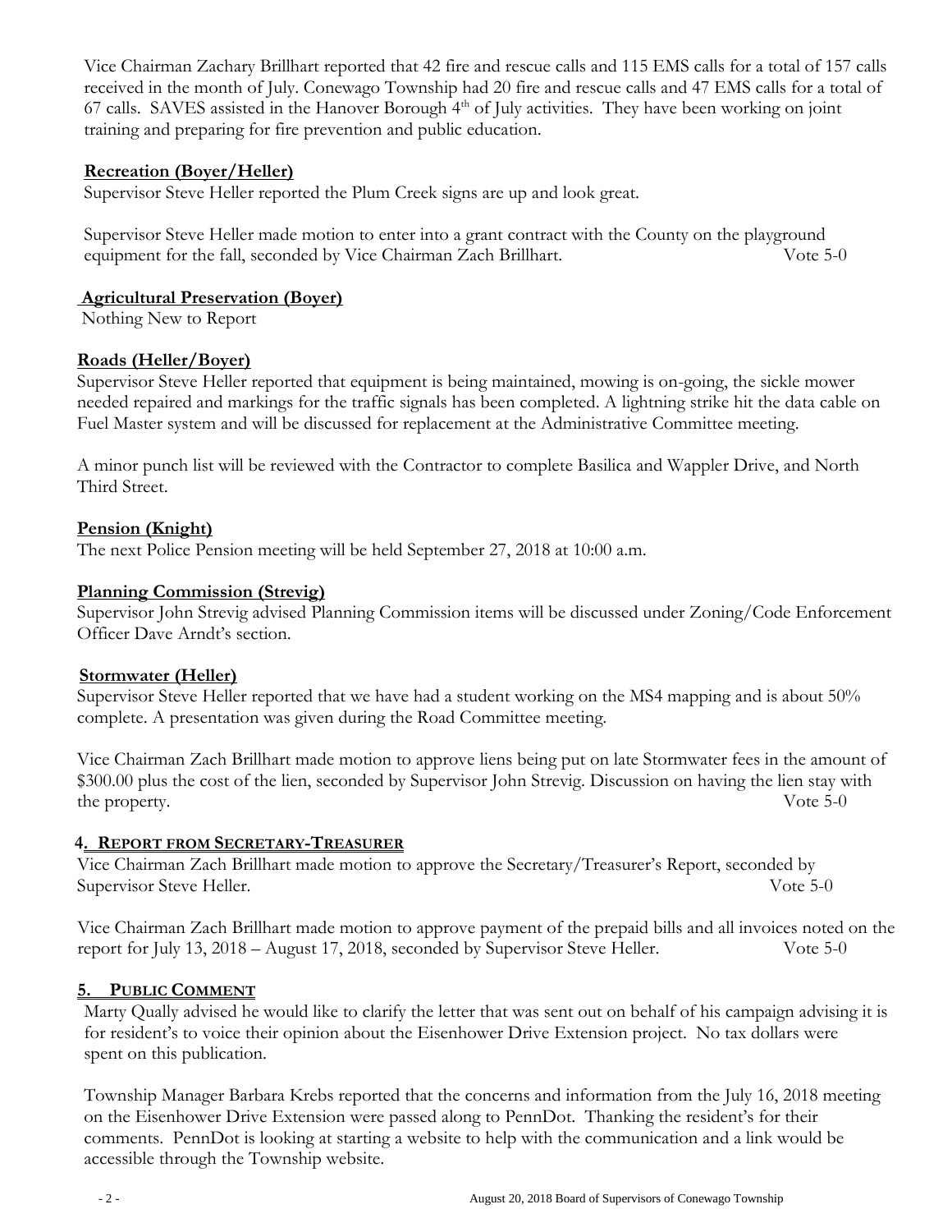Vice Chairman Zachary Brillhart reported that 42 fire and rescue calls and 115 EMS calls for a total of 157 calls received in the month of July. Conewago Township had 20 fire and rescue calls and 47 EMS calls for a total of 67 calls. SAVES assisted in the Hanover Borough 4th of July activities. They have been working on joint training and preparing for fire prevention and public education.

**Recreation (Boyer/Heller)**

Supervisor Steve Heller reported the Plum Creek signs are up and look great.

Supervisor Steve Heller made motion to enter into a grant contract with the County on the playground equipment for the fall, seconded by Vice Chairman Zach Brillhart. Vote 5-0

**Agricultural Preservation (Boyer)**

Nothing New to Report

**Roads (Heller/Boyer)**

Supervisor Steve Heller reported that equipment is being maintained, mowing is on-going, the sickle mower needed repaired and markings for the traffic signals has been completed. A lightning strike hit the data cable on Fuel Master system and will be discussed for replacement at the Administrative Committee meeting.

A minor punch list will be reviewed with the Contractor to complete Basilica and Wappler Drive, and North Third Street.

**Pension (Knight)**

The next Police Pension meeting will be held September 27, 2018 at 10:00 a.m.

**Planning Commission (Strevig)**

Supervisor John Strevig advised Planning Commission items will be discussed under Zoning/Code Enforcement Officer Dave Arndt's section.

**Stormwater (Heller)**

Supervisor Steve Heller reported that we have had a student working on the MS4 mapping and is about 50% complete. A presentation was given during the Road Committee meeting.

Vice Chairman Zach Brillhart made motion to approve liens being put on late Stormwater fees in the amount of $300.00 plus the cost of the lien, seconded by Supervisor John Strevig. Discussion on having the lien stay with the property. Vote 5-0

## 4. REPORT FROM SECRETARY-TREASURER

Vice Chairman Zach Brillhart made motion to approve the Secretary/Treasurer's Report, seconded by Supervisor Steve Heller. Vote 5-0

Vice Chairman Zach Brillhart made motion to approve payment of the prepaid bills and all invoices noted on the report for July 13, 2018 – August 17, 2018, seconded by Supervisor Steve Heller. Vote 5-0

## 5. PUBLIC COMMENT

Marty Qually advised he would like to clarify the letter that was sent out on behalf of his campaign advising it is for resident's to voice their opinion about the Eisenhower Drive Extension project. No tax dollars were spent on this publication.

Township Manager Barbara Krebs reported that the concerns and information from the July 16, 2018 meeting on the Eisenhower Drive Extension were passed along to PennDot. Thanking the resident's for their comments. PennDot is looking at starting a website to help with the communication and a link would be accessible through the Township website.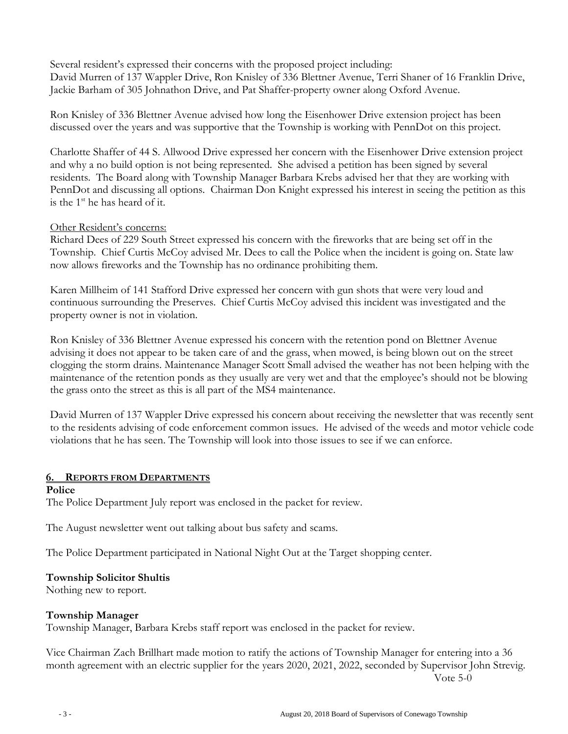Several resident's expressed their concerns with the proposed project including:
David Murren of 137 Wappler Drive, Ron Knisley of 336 Blettner Avenue, Terri Shaner of 16 Franklin Drive, Jackie Barham of 305 Johnathon Drive, and Pat Shaffer-property owner along Oxford Avenue.

Ron Knisley of 336 Blettner Avenue advised how long the Eisenhower Drive extension project has been discussed over the years and was supportive that the Township is working with PennDot on this project.

Charlotte Shaffer of 44 S. Allwood Drive expressed her concern with the Eisenhower Drive extension project and why a no build option is not being represented. She advised a petition has been signed by several residents. The Board along with Township Manager Barbara Krebs advised her that they are working with PennDot and discussing all options. Chairman Don Knight expressed his interest in seeing the petition as this is the 1st he has heard of it.

Other Resident's concerns:
Richard Dees of 229 South Street expressed his concern with the fireworks that are being set off in the Township. Chief Curtis McCoy advised Mr. Dees to call the Police when the incident is going on. State law now allows fireworks and the Township has no ordinance prohibiting them.

Karen Millheim of 141 Stafford Drive expressed her concern with gun shots that were very loud and continuous surrounding the Preserves. Chief Curtis McCoy advised this incident was investigated and the property owner is not in violation.

Ron Knisley of 336 Blettner Avenue expressed his concern with the retention pond on Blettner Avenue advising it does not appear to be taken care of and the grass, when mowed, is being blown out on the street clogging the storm drains. Maintenance Manager Scott Small advised the weather has not been helping with the maintenance of the retention ponds as they usually are very wet and that the employee's should not be blowing the grass onto the street as this is all part of the MS4 maintenance.

David Murren of 137 Wappler Drive expressed his concern about receiving the newsletter that was recently sent to the residents advising of code enforcement common issues. He advised of the weeds and motor vehicle code violations that he has seen. The Township will look into those issues to see if we can enforce.

## 6. REPORTS FROM DEPARTMENTS

**Police**
The Police Department July report was enclosed in the packet for review.

The August newsletter went out talking about bus safety and scams.

The Police Department participated in National Night Out at the Target shopping center.

**Township Solicitor Shultis**
Nothing new to report.

**Township Manager**
Township Manager, Barbara Krebs staff report was enclosed in the packet for review.

Vice Chairman Zach Brillhart made motion to ratify the actions of Township Manager for entering into a 36 month agreement with an electric supplier for the years 2020, 2021, 2022, seconded by Supervisor John Strevig.

Vote 5-0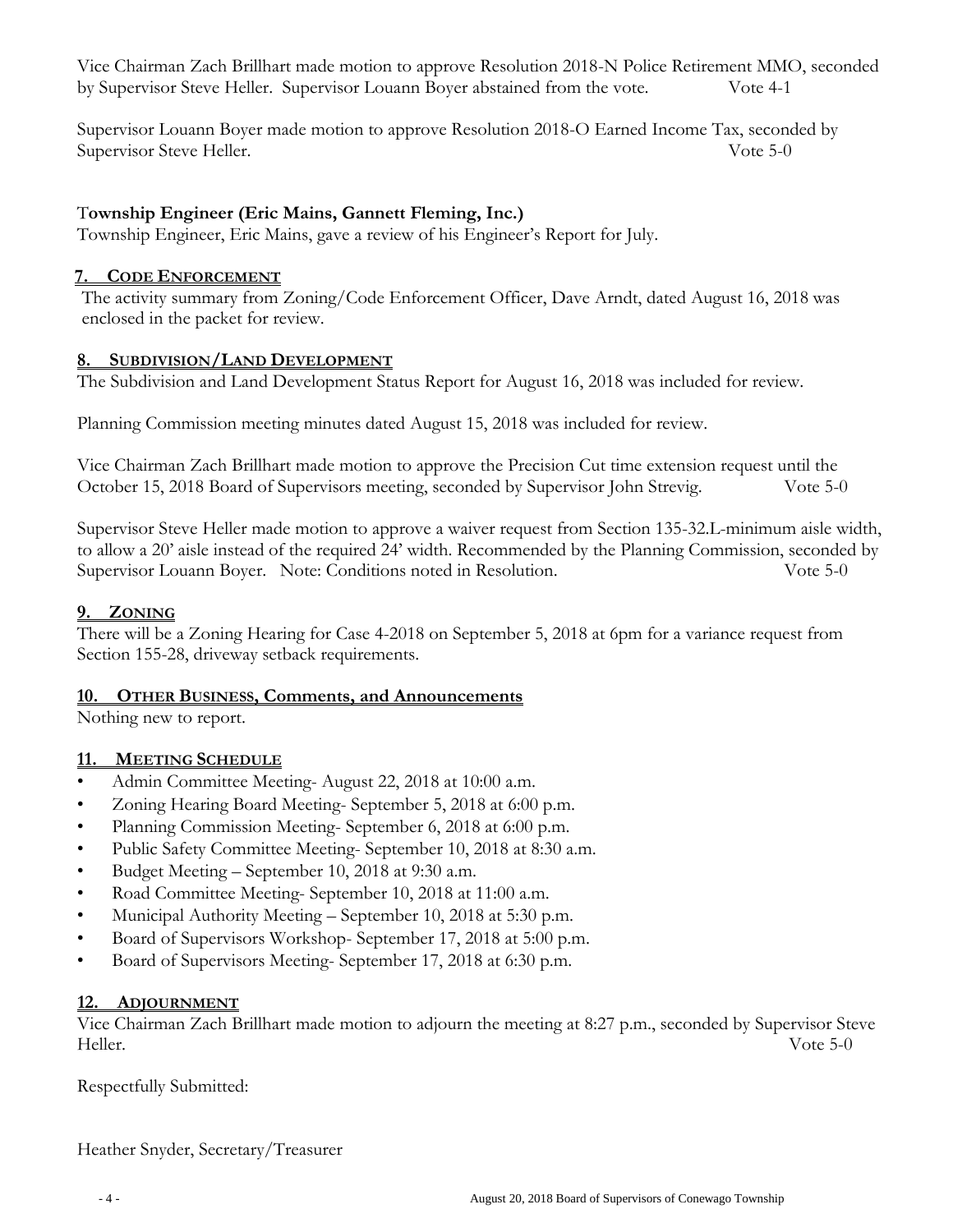Vice Chairman Zach Brillhart made motion to approve Resolution 2018-N Police Retirement MMO, seconded by Supervisor Steve Heller. Supervisor Louann Boyer abstained from the vote. Vote 4-1

Supervisor Louann Boyer made motion to approve Resolution 2018-O Earned Income Tax, seconded by Supervisor Steve Heller. Vote 5-0

**Township Engineer (Eric Mains, Gannett Fleming, Inc.)**

Township Engineer, Eric Mains, gave a review of his Engineer's Report for July.

## 7. CODE ENFORCEMENT

The activity summary from Zoning/Code Enforcement Officer, Dave Arndt, dated August 16, 2018 was enclosed in the packet for review.

## 8. SUBDIVISION/LAND DEVELOPMENT

The Subdivision and Land Development Status Report for August 16, 2018 was included for review.

Planning Commission meeting minutes dated August 15, 2018 was included for review.

Vice Chairman Zach Brillhart made motion to approve the Precision Cut time extension request until the October 15, 2018 Board of Supervisors meeting, seconded by Supervisor John Strevig. Vote 5-0

Supervisor Steve Heller made motion to approve a waiver request from Section 135-32.L-minimum aisle width, to allow a 20' aisle instead of the required 24' width. Recommended by the Planning Commission, seconded by Supervisor Louann Boyer. Note: Conditions noted in Resolution. Vote 5-0

## 9. ZONING

There will be a Zoning Hearing for Case 4-2018 on September 5, 2018 at 6pm for a variance request from Section 155-28, driveway setback requirements.

## 10. OTHER BUSINESS, Comments, and Announcements

Nothing new to report.

## 11. MEETING SCHEDULE

- Admin Committee Meeting- August 22, 2018 at 10:00 a.m.
- Zoning Hearing Board Meeting- September 5, 2018 at 6:00 p.m.
- Planning Commission Meeting- September 6, 2018 at 6:00 p.m.
- Public Safety Committee Meeting- September 10, 2018 at 8:30 a.m.
- Budget Meeting – September 10, 2018 at 9:30 a.m.
- Road Committee Meeting- September 10, 2018 at 11:00 a.m.
- Municipal Authority Meeting – September 10, 2018 at 5:30 p.m.
- Board of Supervisors Workshop- September 17, 2018 at 5:00 p.m.
- Board of Supervisors Meeting- September 17, 2018 at 6:30 p.m.

## 12. ADJOURNMENT

Vice Chairman Zach Brillhart made motion to adjourn the meeting at 8:27 p.m., seconded by Supervisor Steve Heller. Vote 5-0

Respectfully Submitted:

Heather Snyder, Secretary/Treasurer